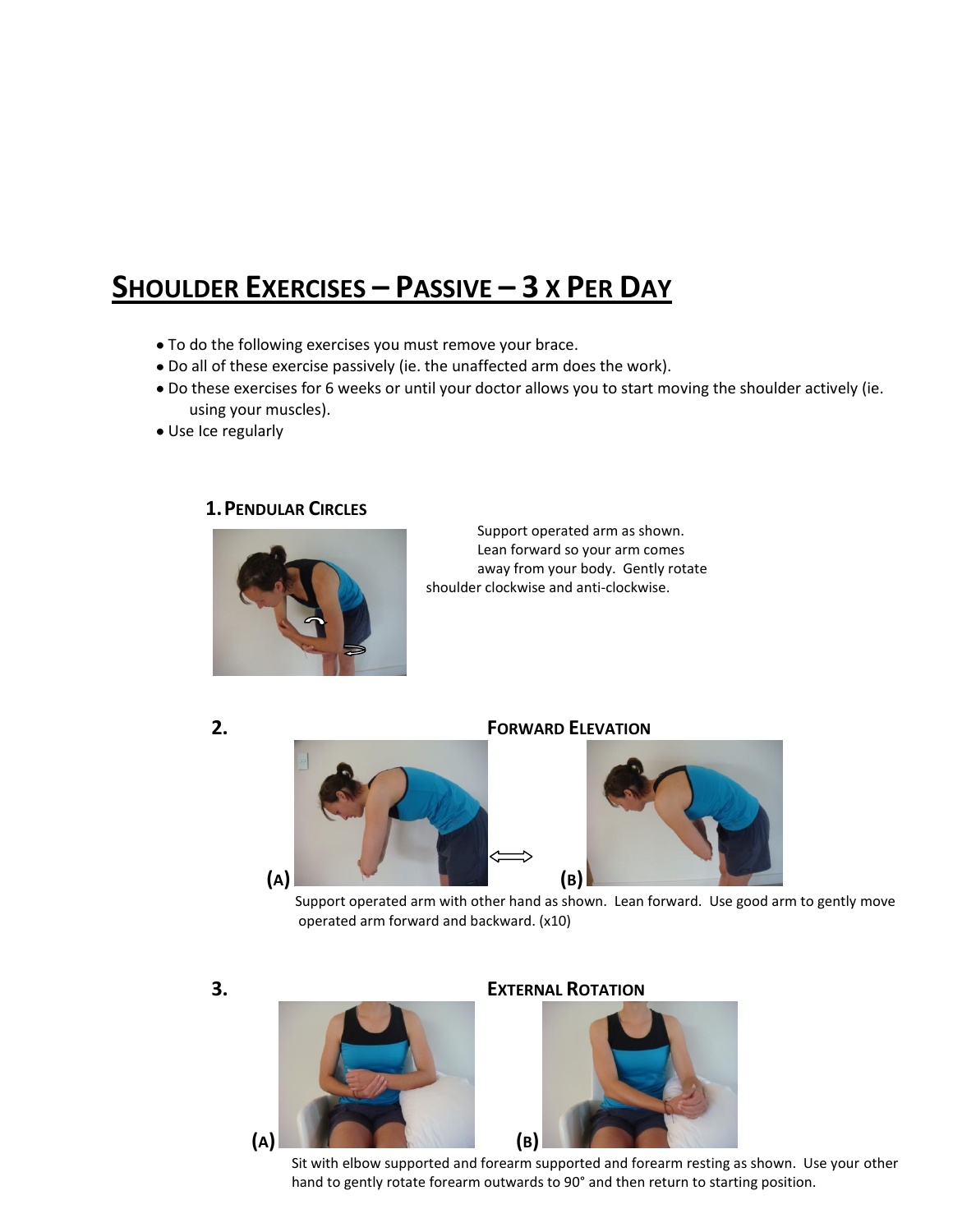# Shoulder Exercises – Passive – 3 x Per Day

- To do the following exercises you must remove your brace.
- Do all of these exercise passively (ie. the unaffected arm does the work).
- Do these exercises for 6 weeks or until your doctor allows you to start moving the shoulder actively (ie. using your muscles).
- Use Ice regularly

## 1. Pendular Circles

Support operated arm as shown. Lean forward so your arm comes away from your body. Gently rotate shoulder clockwise and anti-clockwise.

## 2. Forward Elevation

(A) (B)

Support operated arm with other hand as shown. Lean forward. Use good arm to gently move operated arm forward and backward. (x10)

## 3. External Rotation

(A) (B)

Sit with elbow supported and forearm supported and forearm resting as shown. Use your other hand to gently rotate forearm outwards to 90° and then return to starting position.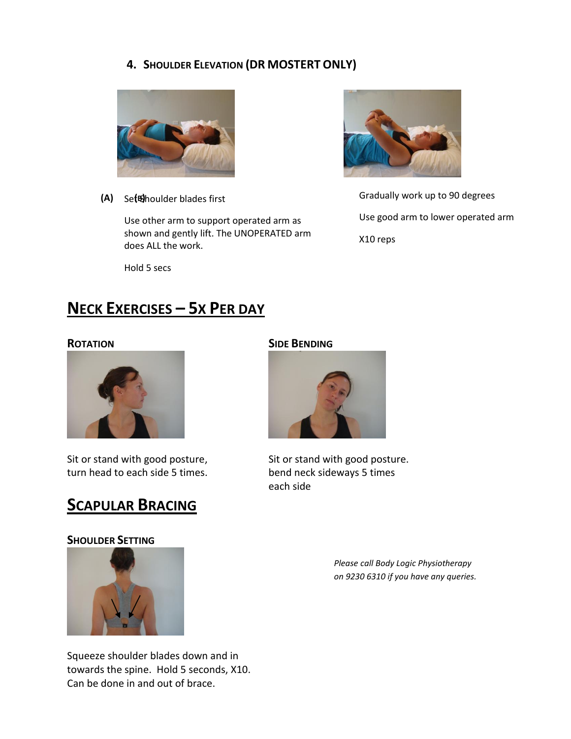### 4. SHOULDER ELEVATION (DR MOSTERT ONLY)

**(A)** Set shoulder blades first

Use other arm to support operated arm as shown and gently lift. The UNOPERATED arm does ALL the work.

Hold 5 secs

**(B)** Gradually work up to 90 degrees

Use good arm to lower operated arm

X10 reps

## NECK EXERCISES – 5X PER DAY

### ROTATION

Sit or stand with good posture, turn head to each side 5 times.

### SIDE BENDING

Sit or stand with good posture. bend neck sideways 5 times each side

## SCAPULAR BRACING

### SHOULDER SETTING

Squeeze shoulder blades down and in towards the spine. Hold 5 seconds, X10. Can be done in and out of brace.

*Please call Body Logic Physiotherapy on 9230 6310 if you have any queries.*